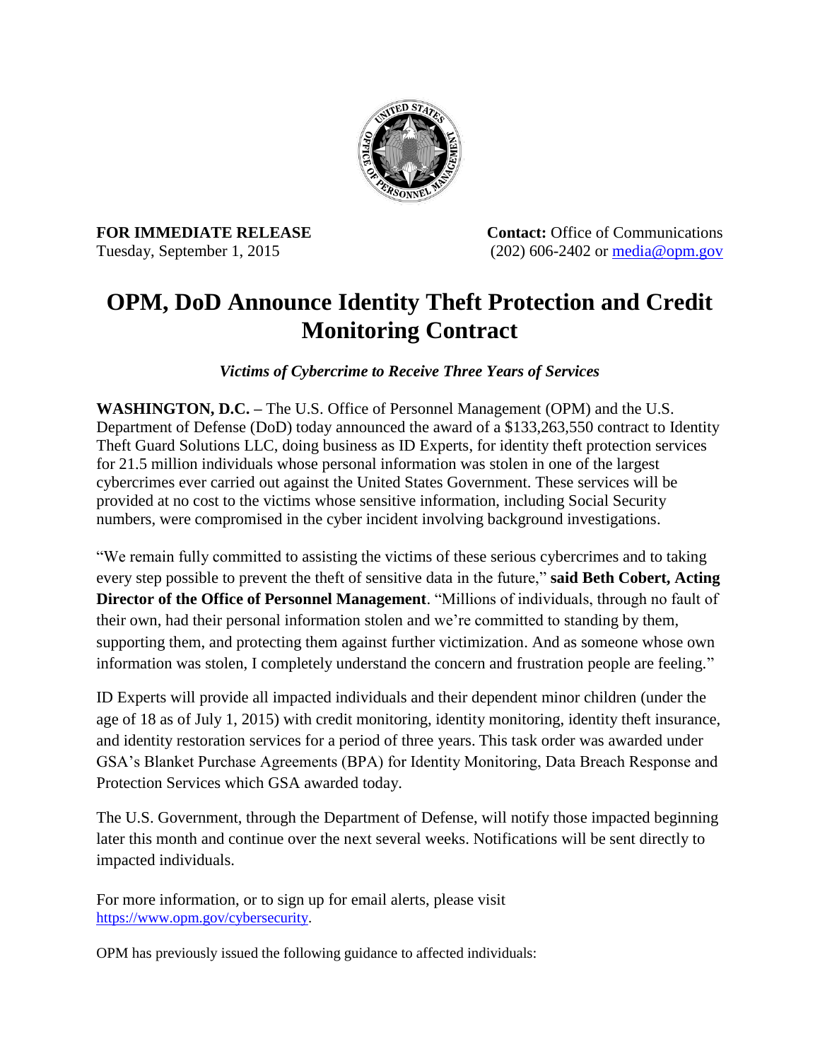**FOR IMMEDIATE RELEASE**
Tuesday, September 1, 2015

**Contact:** Office of Communications
(202) 606-2402 or [media@opm.gov](mailto:media@opm.gov)

# OPM, DoD Announce Identity Theft Protection and Credit Monitoring Contract

*Victims of Cybercrime to Receive Three Years of Services*

**WASHINGTON, D.C. –** The U.S. Office of Personnel Management (OPM) and the U.S. Department of Defense (DoD) today announced the award of a $133,263,550 contract to Identity Theft Guard Solutions LLC, doing business as ID Experts, for identity theft protection services for 21.5 million individuals whose personal information was stolen in one of the largest cybercrimes ever carried out against the United States Government. These services will be provided at no cost to the victims whose sensitive information, including Social Security numbers, were compromised in the cyber incident involving background investigations.

"We remain fully committed to assisting the victims of these serious cybercrimes and to taking every step possible to prevent the theft of sensitive data in the future," **said Beth Cobert, Acting Director of the Office of Personnel Management**. "Millions of individuals, through no fault of their own, had their personal information stolen and we're committed to standing by them, supporting them, and protecting them against further victimization. And as someone whose own information was stolen, I completely understand the concern and frustration people are feeling."

ID Experts will provide all impacted individuals and their dependent minor children (under the age of 18 as of July 1, 2015) with credit monitoring, identity monitoring, identity theft insurance, and identity restoration services for a period of three years. This task order was awarded under GSA's Blanket Purchase Agreements (BPA) for Identity Monitoring, Data Breach Response and Protection Services which GSA awarded today.

The U.S. Government, through the Department of Defense, will notify those impacted beginning later this month and continue over the next several weeks. Notifications will be sent directly to impacted individuals.

For more information, or to sign up for email alerts, please visit [https://www.opm.gov/cybersecurity](https://www.opm.gov/cybersecurity).

OPM has previously issued the following guidance to affected individuals: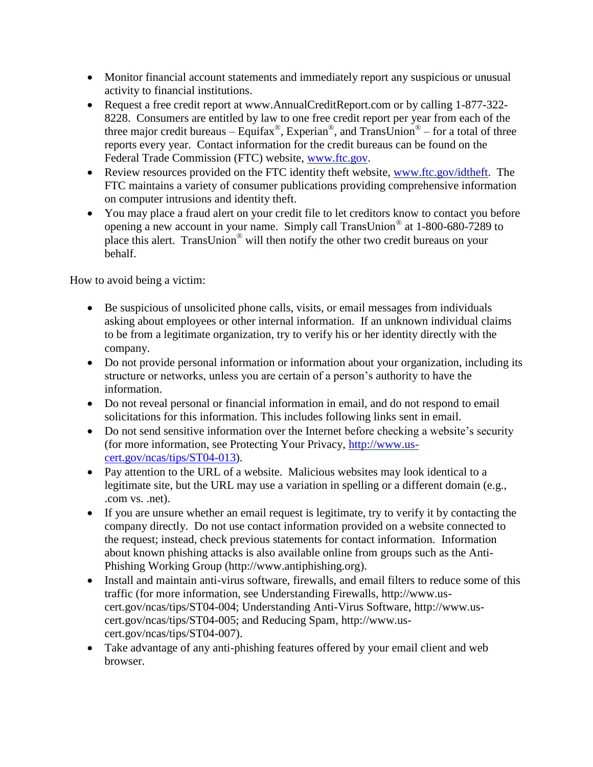- Monitor financial account statements and immediately report any suspicious or unusual activity to financial institutions.
- Request a free credit report at www.AnnualCreditReport.com or by calling 1-877-322-8228. Consumers are entitled by law to one free credit report per year from each of the three major credit bureaus – Equifax®, Experian®, and TransUnion® – for a total of three reports every year. Contact information for the credit bureaus can be found on the Federal Trade Commission (FTC) website, [www.ftc.gov](http://www.ftc.gov).
- Review resources provided on the FTC identity theft website, [www.ftc.gov/idtheft](http://www.ftc.gov/idtheft). The FTC maintains a variety of consumer publications providing comprehensive information on computer intrusions and identity theft.
- You may place a fraud alert on your credit file to let creditors know to contact you before opening a new account in your name. Simply call TransUnion® at 1-800-680-7289 to place this alert. TransUnion® will then notify the other two credit bureaus on your behalf.

How to avoid being a victim:

- Be suspicious of unsolicited phone calls, visits, or email messages from individuals asking about employees or other internal information. If an unknown individual claims to be from a legitimate organization, try to verify his or her identity directly with the company.
- Do not provide personal information or information about your organization, including its structure or networks, unless you are certain of a person's authority to have the information.
- Do not reveal personal or financial information in email, and do not respond to email solicitations for this information. This includes following links sent in email.
- Do not send sensitive information over the Internet before checking a website's security (for more information, see Protecting Your Privacy, [http://www.us-cert.gov/ncas/tips/ST04-013](http://www.us-cert.gov/ncas/tips/ST04-013)).
- Pay attention to the URL of a website. Malicious websites may look identical to a legitimate site, but the URL may use a variation in spelling or a different domain (e.g., .com vs. .net).
- If you are unsure whether an email request is legitimate, try to verify it by contacting the company directly. Do not use contact information provided on a website connected to the request; instead, check previous statements for contact information. Information about known phishing attacks is also available online from groups such as the Anti-Phishing Working Group (http://www.antiphishing.org).
- Install and maintain anti-virus software, firewalls, and email filters to reduce some of this traffic (for more information, see Understanding Firewalls, http://www.us-cert.gov/ncas/tips/ST04-004; Understanding Anti-Virus Software, http://www.us-cert.gov/ncas/tips/ST04-005; and Reducing Spam, http://www.us-cert.gov/ncas/tips/ST04-007).
- Take advantage of any anti-phishing features offered by your email client and web browser.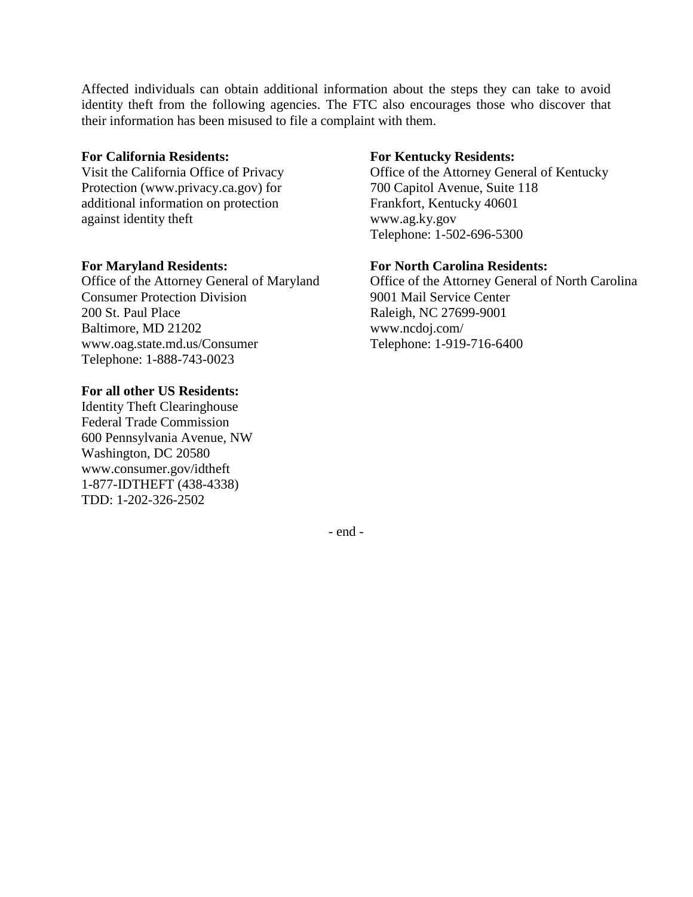Affected individuals can obtain additional information about the steps they can take to avoid identity theft from the following agencies. The FTC also encourages those who discover that their information has been misused to file a complaint with them.

**For California Residents:**
Visit the California Office of Privacy Protection (www.privacy.ca.gov) for additional information on protection against identity theft

**For Kentucky Residents:**
Office of the Attorney General of Kentucky
700 Capitol Avenue, Suite 118
Frankfort, Kentucky 40601
www.ag.ky.gov
Telephone: 1-502-696-5300

**For Maryland Residents:**
Office of the Attorney General of Maryland
Consumer Protection Division
200 St. Paul Place
Baltimore, MD 21202
www.oag.state.md.us/Consumer
Telephone: 1-888-743-0023

**For North Carolina Residents:**
Office of the Attorney General of North Carolina
9001 Mail Service Center
Raleigh, NC 27699-9001
www.ncdoj.com/
Telephone: 1-919-716-6400

**For all other US Residents:**
Identity Theft Clearinghouse
Federal Trade Commission
600 Pennsylvania Avenue, NW
Washington, DC 20580
www.consumer.gov/idtheft
1-877-IDTHEFT (438-4338)
TDD: 1-202-326-2502

- end -